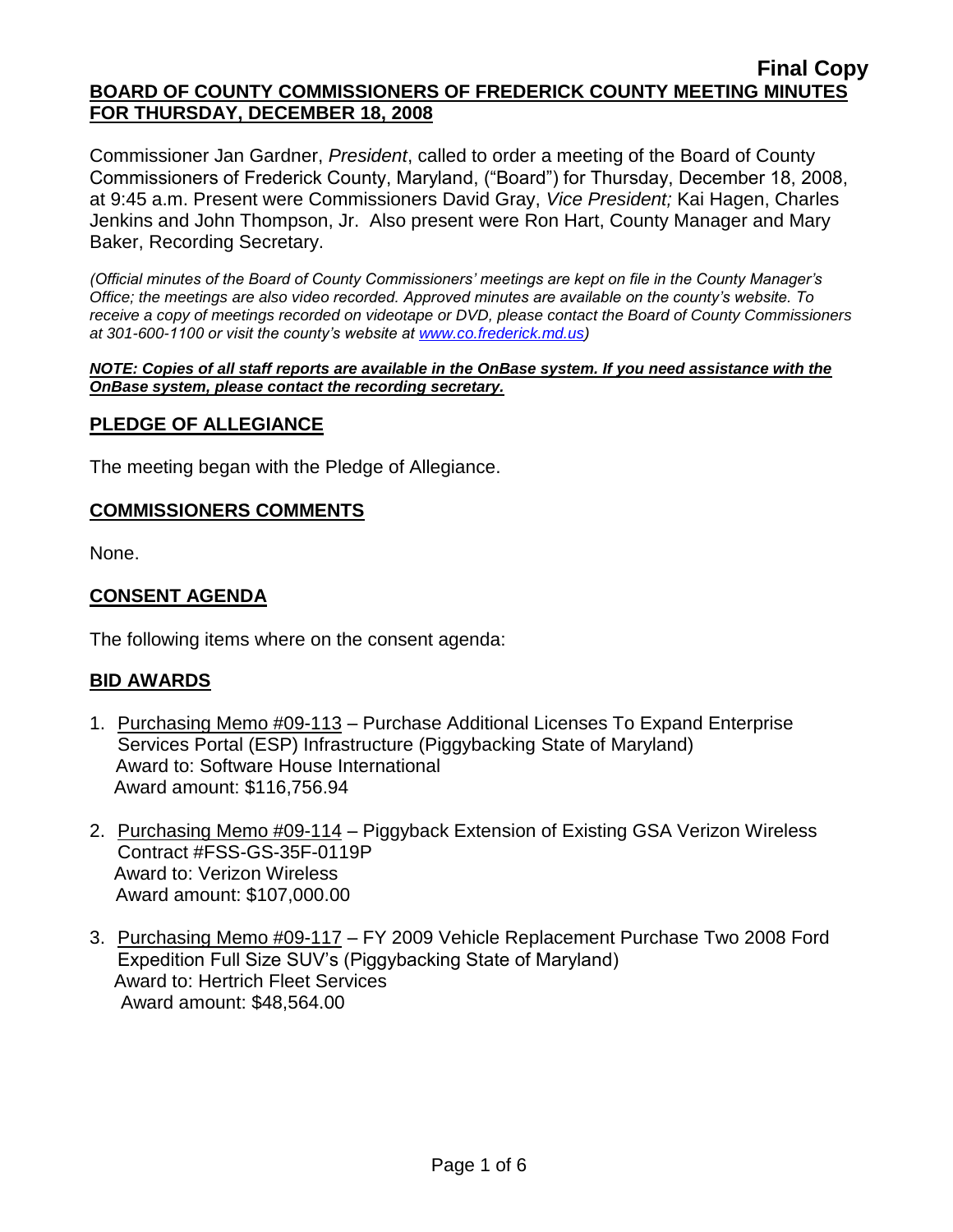**Final Copy**

**BOARD OF COUNTY COMMISSIONERS OF FREDERICK COUNTY MEETING MINUTES FOR THURSDAY, DECEMBER 18, 2008**

Commissioner Jan Gardner, *President*, called to order a meeting of the Board of County Commissioners of Frederick County, Maryland, ("Board") for Thursday, December 18, 2008, at 9:45 a.m. Present were Commissioners David Gray, *Vice President;* Kai Hagen, Charles Jenkins and John Thompson, Jr. Also present were Ron Hart, County Manager and Mary Baker, Recording Secretary.

*(Official minutes of the Board of County Commissioners' meetings are kept on file in the County Manager's Office; the meetings are also video recorded. Approved minutes are available on the county's website. To receive a copy of meetings recorded on videotape or DVD, please contact the Board of County Commissioners at 301-600-1100 or visit the county's website at www.co.frederick.md.us)*

***NOTE: Copies of all staff reports are available in the OnBase system. If you need assistance with the OnBase system, please contact the recording secretary.***

## PLEDGE OF ALLEGIANCE

The meeting began with the Pledge of Allegiance.

## COMMISSIONERS COMMENTS

None.

## CONSENT AGENDA

The following items where on the consent agenda:

## BID AWARDS

1. Purchasing Memo #09-113 – Purchase Additional Licenses To Expand Enterprise Services Portal (ESP) Infrastructure (Piggybacking State of Maryland)
   Award to: Software House International
   Award amount: $116,756.94

2. Purchasing Memo #09-114 – Piggyback Extension of Existing GSA Verizon Wireless Contract #FSS-GS-35F-0119P
   Award to: Verizon Wireless
   Award amount: $107,000.00

3. Purchasing Memo #09-117 – FY 2009 Vehicle Replacement Purchase Two 2008 Ford Expedition Full Size SUV's (Piggybacking State of Maryland)
   Award to: Hertrich Fleet Services
   Award amount: $48,564.00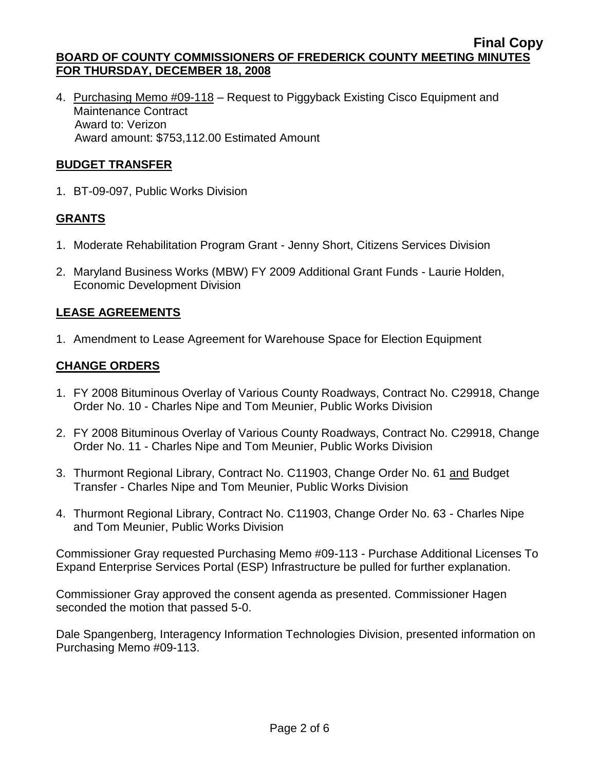4. Purchasing Memo #09-118 – Request to Piggyback Existing Cisco Equipment and Maintenance Contract
   Award to: Verizon
   Award amount: $753,112.00 Estimated Amount

**BUDGET TRANSFER**

1. BT-09-097, Public Works Division

**GRANTS**

1. Moderate Rehabilitation Program Grant - Jenny Short, Citizens Services Division
2. Maryland Business Works (MBW) FY 2009 Additional Grant Funds - Laurie Holden, Economic Development Division

**LEASE AGREEMENTS**

1. Amendment to Lease Agreement for Warehouse Space for Election Equipment

**CHANGE ORDERS**

1. FY 2008 Bituminous Overlay of Various County Roadways, Contract No. C29918, Change Order No. 10 - Charles Nipe and Tom Meunier, Public Works Division
2. FY 2008 Bituminous Overlay of Various County Roadways, Contract No. C29918, Change Order No. 11 - Charles Nipe and Tom Meunier, Public Works Division
3. Thurmont Regional Library, Contract No. C11903, Change Order No. 61 and Budget Transfer - Charles Nipe and Tom Meunier, Public Works Division
4. Thurmont Regional Library, Contract No. C11903, Change Order No. 63 - Charles Nipe and Tom Meunier, Public Works Division

Commissioner Gray requested Purchasing Memo #09-113 - Purchase Additional Licenses To Expand Enterprise Services Portal (ESP) Infrastructure be pulled for further explanation.

Commissioner Gray approved the consent agenda as presented. Commissioner Hagen seconded the motion that passed 5-0.

Dale Spangenberg, Interagency Information Technologies Division, presented information on Purchasing Memo #09-113.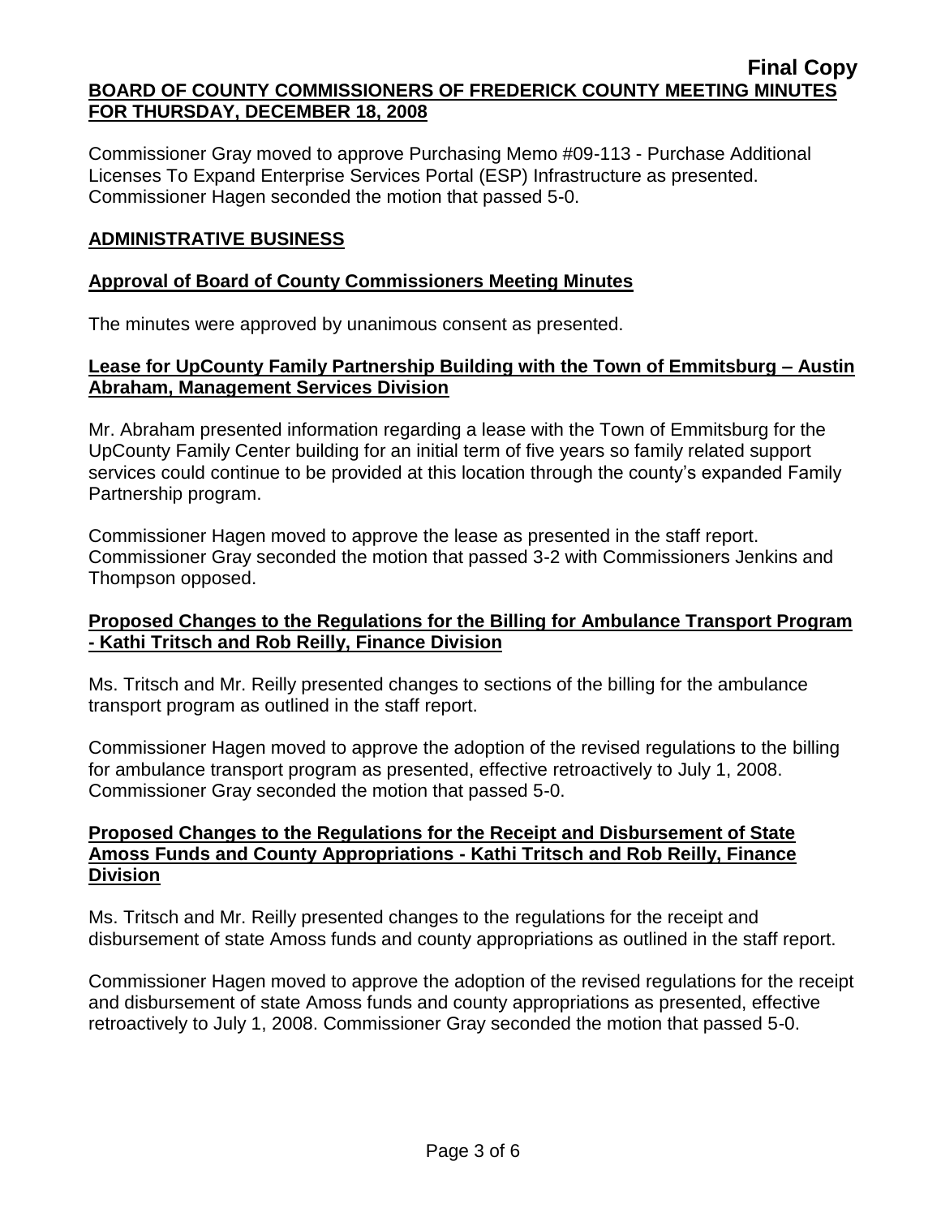Commissioner Gray moved to approve Purchasing Memo #09-113 - Purchase Additional Licenses To Expand Enterprise Services Portal (ESP) Infrastructure as presented. Commissioner Hagen seconded the motion that passed 5-0.

## ADMINISTRATIVE BUSINESS

### Approval of Board of County Commissioners Meeting Minutes

The minutes were approved by unanimous consent as presented.

### Lease for UpCounty Family Partnership Building with the Town of Emmitsburg – Austin Abraham, Management Services Division

Mr. Abraham presented information regarding a lease with the Town of Emmitsburg for the UpCounty Family Center building for an initial term of five years so family related support services could continue to be provided at this location through the county's expanded Family Partnership program.

Commissioner Hagen moved to approve the lease as presented in the staff report. Commissioner Gray seconded the motion that passed 3-2 with Commissioners Jenkins and Thompson opposed.

### Proposed Changes to the Regulations for the Billing for Ambulance Transport Program - Kathi Tritsch and Rob Reilly, Finance Division

Ms. Tritsch and Mr. Reilly presented changes to sections of the billing for the ambulance transport program as outlined in the staff report.

Commissioner Hagen moved to approve the adoption of the revised regulations to the billing for ambulance transport program as presented, effective retroactively to July 1, 2008. Commissioner Gray seconded the motion that passed 5-0.

### Proposed Changes to the Regulations for the Receipt and Disbursement of State Amoss Funds and County Appropriations - Kathi Tritsch and Rob Reilly, Finance Division

Ms. Tritsch and Mr. Reilly presented changes to the regulations for the receipt and disbursement of state Amoss funds and county appropriations as outlined in the staff report.

Commissioner Hagen moved to approve the adoption of the revised regulations for the receipt and disbursement of state Amoss funds and county appropriations as presented, effective retroactively to July 1, 2008. Commissioner Gray seconded the motion that passed 5-0.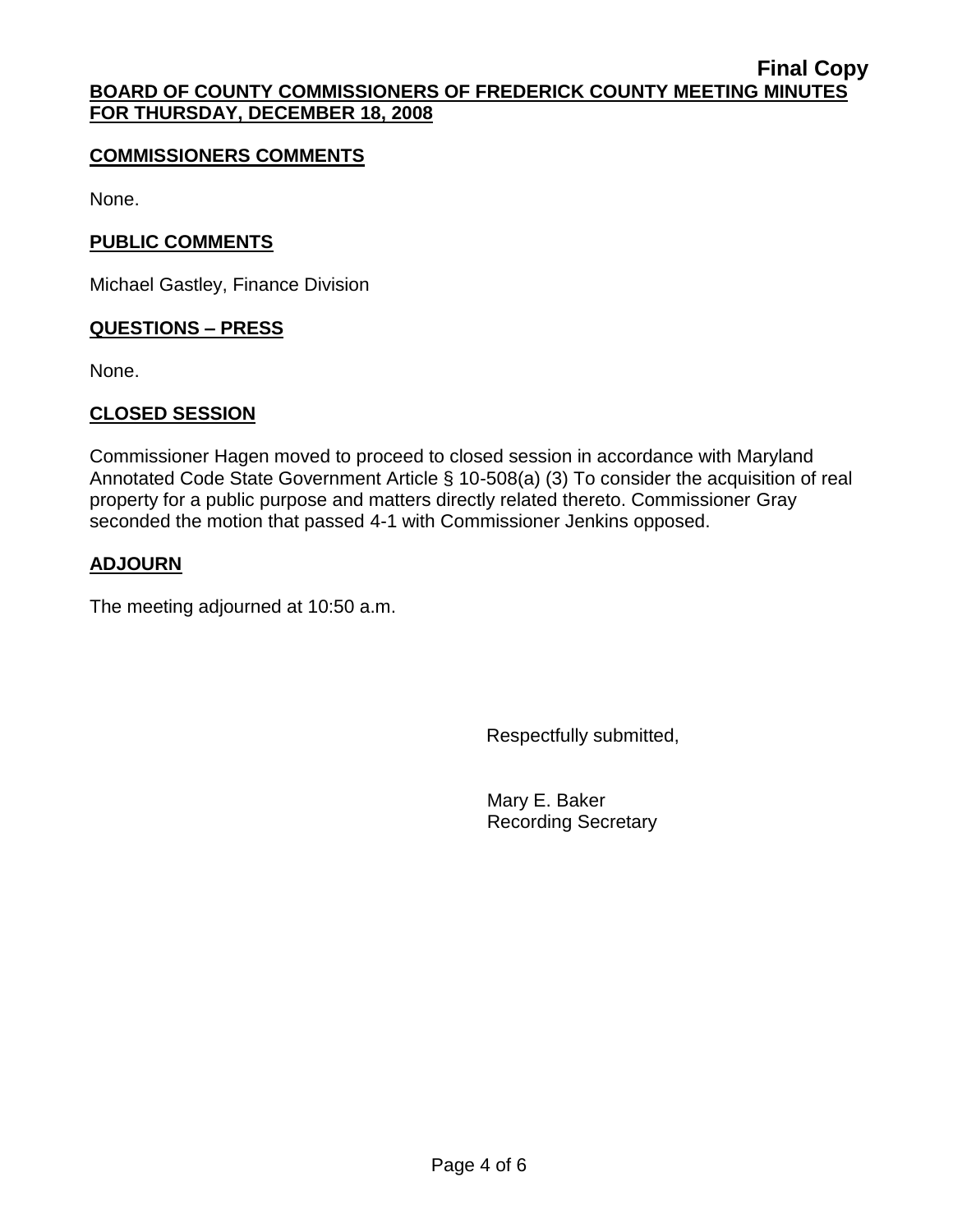**Final Copy**

**BOARD OF COUNTY COMMISSIONERS OF FREDERICK COUNTY MEETING MINUTES FOR THURSDAY, DECEMBER 18, 2008**

## COMMISSIONERS COMMENTS

None.

## PUBLIC COMMENTS

Michael Gastley, Finance Division

## QUESTIONS – PRESS

None.

## CLOSED SESSION

Commissioner Hagen moved to proceed to closed session in accordance with Maryland Annotated Code State Government Article § 10-508(a) (3) To consider the acquisition of real property for a public purpose and matters directly related thereto. Commissioner Gray seconded the motion that passed 4-1 with Commissioner Jenkins opposed.

## ADJOURN

The meeting adjourned at 10:50 a.m.

Respectfully submitted,

Mary E. Baker
Recording Secretary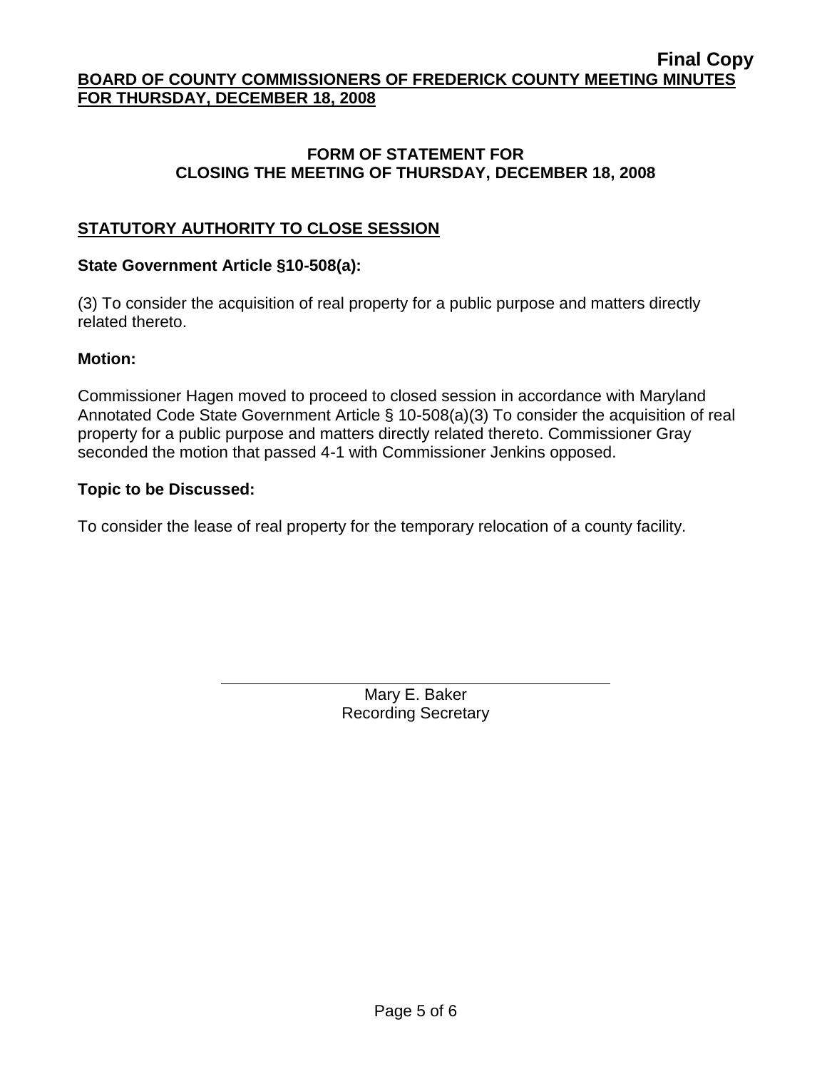**Final Copy**

**BOARD OF COUNTY COMMISSIONERS OF FREDERICK COUNTY MEETING MINUTES FOR THURSDAY, DECEMBER 18, 2008**

## FORM OF STATEMENT FOR CLOSING THE MEETING OF THURSDAY, DECEMBER 18, 2008

### STATUTORY AUTHORITY TO CLOSE SESSION

**State Government Article §10-508(a):**

(3) To consider the acquisition of real property for a public purpose and matters directly related thereto.

**Motion:**

Commissioner Hagen moved to proceed to closed session in accordance with Maryland Annotated Code State Government Article § 10-508(a)(3) To consider the acquisition of real property for a public purpose and matters directly related thereto. Commissioner Gray seconded the motion that passed 4-1 with Commissioner Jenkins opposed.

**Topic to be Discussed:**

To consider the lease of real property for the temporary relocation of a county facility.

Mary E. Baker
Recording Secretary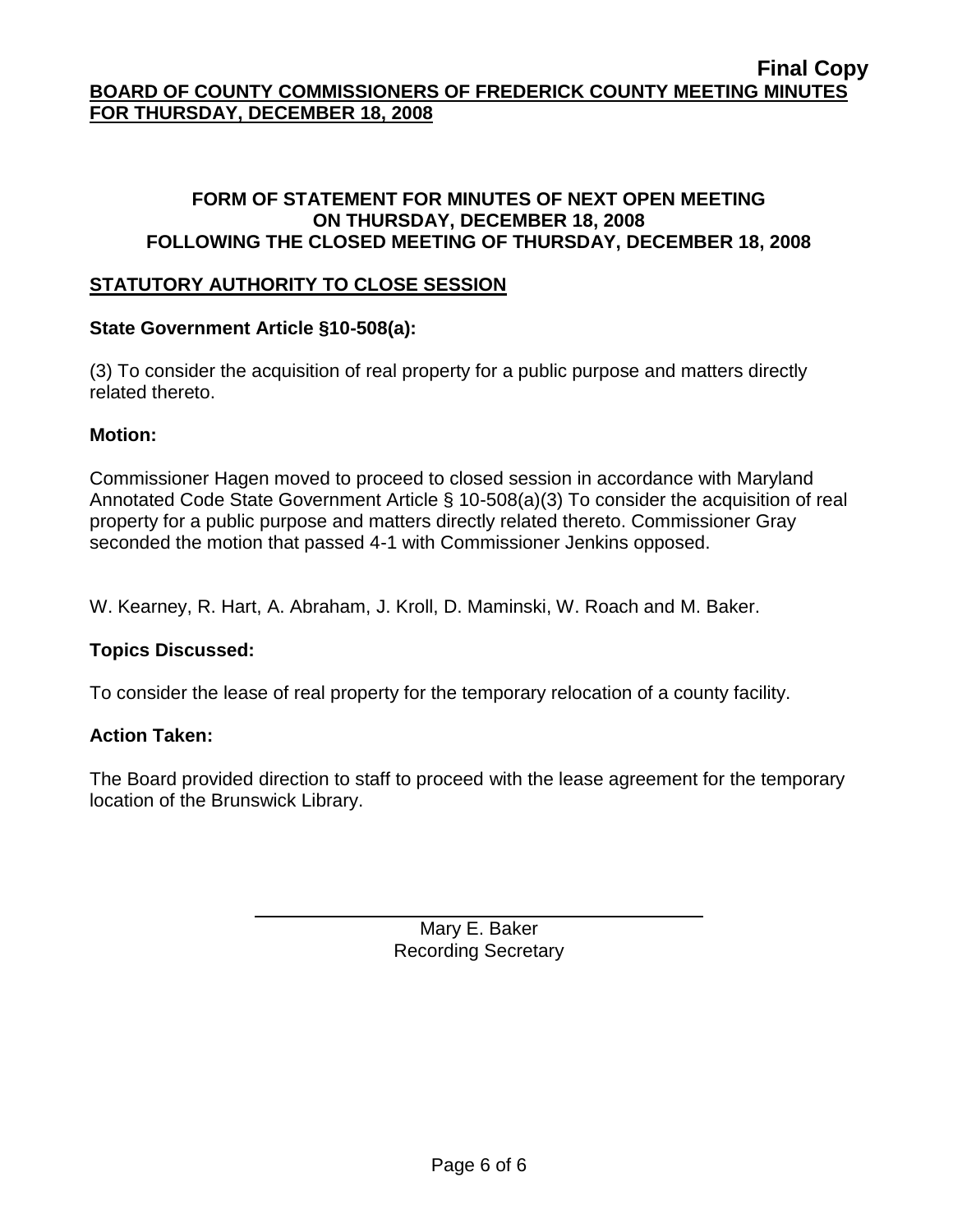**Final Copy**

**BOARD OF COUNTY COMMISSIONERS OF FREDERICK COUNTY MEETING MINUTES FOR THURSDAY, DECEMBER 18, 2008**

**FORM OF STATEMENT FOR MINUTES OF NEXT OPEN MEETING ON THURSDAY, DECEMBER 18, 2008 FOLLOWING THE CLOSED MEETING OF THURSDAY, DECEMBER 18, 2008**

## STATUTORY AUTHORITY TO CLOSE SESSION

### State Government Article §10-508(a):

(3) To consider the acquisition of real property for a public purpose and matters directly related thereto.

### Motion:

Commissioner Hagen moved to proceed to closed session in accordance with Maryland Annotated Code State Government Article § 10-508(a)(3) To consider the acquisition of real property for a public purpose and matters directly related thereto. Commissioner Gray seconded the motion that passed 4-1 with Commissioner Jenkins opposed.

W. Kearney, R. Hart, A. Abraham, J. Kroll, D. Maminski, W. Roach and M. Baker.

### Topics Discussed:

To consider the lease of real property for the temporary relocation of a county facility.

### Action Taken:

The Board provided direction to staff to proceed with the lease agreement for the temporary location of the Brunswick Library.

Mary E. Baker
Recording Secretary